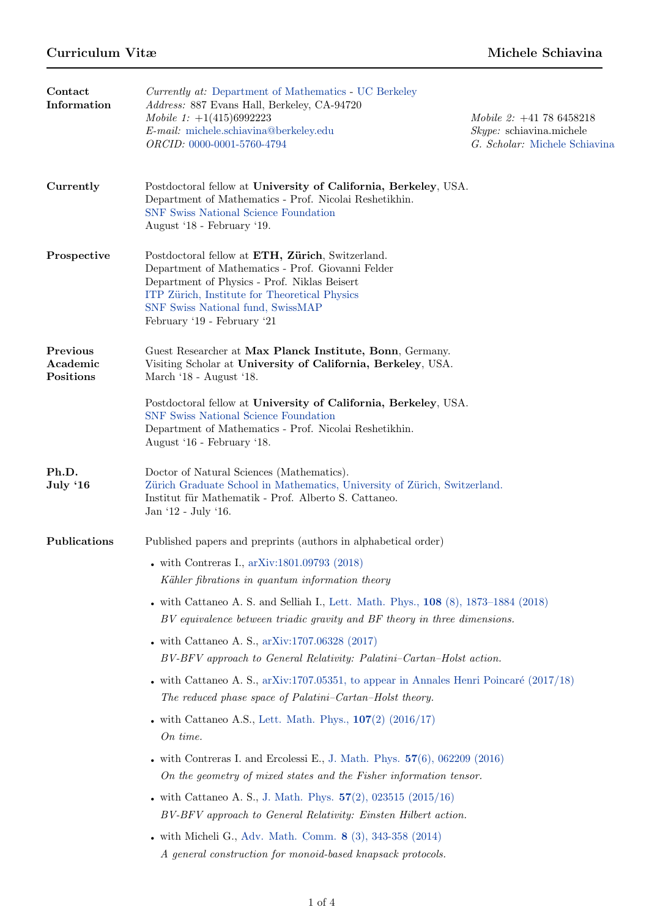# Curriculum Vitæ — Michele Schiavina

## Contact Information

*Currently at:* Department of Mathematics - UC Berkeley
*Address:* 887 Evans Hall, Berkeley, CA-94720
*Mobile 1:* +1(415)6992223
*E-mail:* michele.schiavina@berkeley.edu
*ORCID:* 0000-0001-5760-4794

*Mobile 2:* +41 78 6458218
*Skype:* schiavina.michele
*G. Scholar:* Michele Schiavina

## Currently

Postdoctoral fellow at **University of California, Berkeley**, USA.
Department of Mathematics - Prof. Nicolai Reshetikhin.
SNF Swiss National Science Foundation
August '18 - February '19.

## Prospective

Postdoctoral fellow at **ETH, Zürich**, Switzerland.
Department of Mathematics - Prof. Giovanni Felder
Department of Physics - Prof. Niklas Beisert
ITP Zürich, Institute for Theoretical Physics
SNF Swiss National fund, SwissMAP
February '19 - February '21

## Previous Academic Positions

Guest Researcher at **Max Planck Institute, Bonn**, Germany.
Visiting Scholar at **University of California, Berkeley**, USA.
March '18 - August '18.

Postdoctoral fellow at **University of California, Berkeley**, USA.
SNF Swiss National Science Foundation
Department of Mathematics - Prof. Nicolai Reshetikhin.
August '16 - February '18.

## Ph.D. July '16

Doctor of Natural Sciences (Mathematics).
Zürich Graduate School in Mathematics, University of Zürich, Switzerland.
Institut für Mathematik - Prof. Alberto S. Cattaneo.
Jan '12 - July '16.

## Publications

Published papers and preprints (authors in alphabetical order)

- with Contreras I., arXiv:1801.09793 (2018)
  *Kähler fibrations in quantum information theory*
- with Cattaneo A. S. and Selliah I., Lett. Math. Phys., **108** (8), 1873–1884 (2018)
  *BV equivalence between triadic gravity and BF theory in three dimensions.*
- with Cattaneo A. S., arXiv:1707.06328 (2017)
  *BV-BFV approach to General Relativity: Palatini–Cartan–Holst action.*
- with Cattaneo A. S., arXiv:1707.05351, to appear in Annales Henri Poincaré (2017/18)
  *The reduced phase space of Palatini–Cartan–Holst theory.*
- with Cattaneo A.S., Lett. Math. Phys., **107**(2) (2016/17)
  *On time.*
- with Contreras I. and Ercolessi E., J. Math. Phys. **57**(6), 062209 (2016)
  *On the geometry of mixed states and the Fisher information tensor.*
- with Cattaneo A. S., J. Math. Phys. **57**(2), 023515 (2015/16)
  *BV-BFV approach to General Relativity: Einsten Hilbert action.*
- with Micheli G., Adv. Math. Comm. **8** (3), 343-358 (2014)
  *A general construction for monoid-based knapsack protocols.*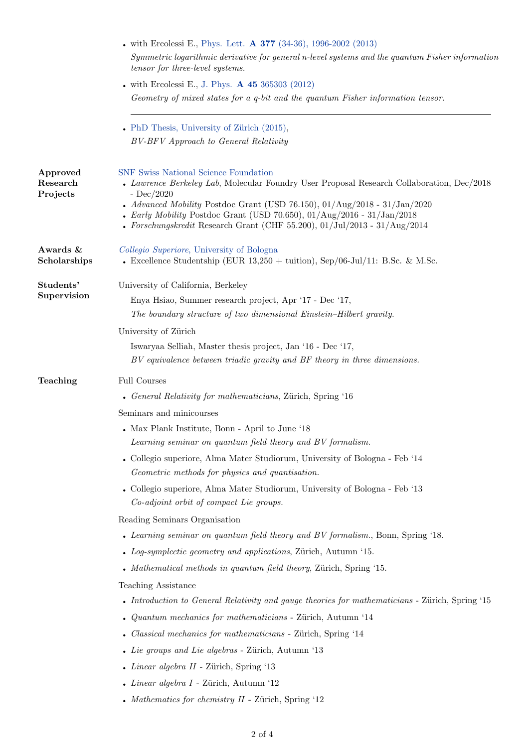- with Ercolessi E., Phys. Lett. **A 377** (34-36), 1996-2002 (2013)
  *Symmetric logarithmic derivative for general n-level systems and the quantum Fisher information tensor for three-level systems.*
- with Ercolessi E., J. Phys. **A 45** 365303 (2012)
  *Geometry of mixed states for a q-bit and the quantum Fisher information tensor.*

---

- PhD Thesis, University of Zürich (2015),
  *BV-BFV Approach to General Relativity*

## Approved Research Projects

SNF Swiss National Science Foundation

- *Lawrence Berkeley Lab*, Molecular Foundry User Proposal Research Collaboration, Dec/2018 - Dec/2020
- *Advanced Mobility* Postdoc Grant (USD 76.150), 01/Aug/2018 - 31/Jan/2020
- *Early Mobility* Postdoc Grant (USD 70.650), 01/Aug/2016 - 31/Jan/2018
- *Forschungskredit* Research Grant (CHF 55.200), 01/Jul/2013 - 31/Aug/2014

## Awards & Scholarships

*Collegio Superiore*, University of Bologna

- Excellence Studentship (EUR 13,250 + tuition), Sep/06-Jul/11: B.Sc. & M.Sc.

## Students' Supervision

University of California, Berkeley

Enya Hsiao, Summer research project, Apr '17 - Dec '17,
*The boundary structure of two dimensional Einstein–Hilbert gravity.*

University of Zürich

Iswaryaa Selliah, Master thesis project, Jan '16 - Dec '17,
*BV equivalence between triadic gravity and BF theory in three dimensions.*

## Teaching

Full Courses

- *General Relativity for mathematicians*, Zürich, Spring '16

Seminars and minicourses

- Max Plank Institute, Bonn - April to June '18
  *Learning seminar on quantum field theory and BV formalism.*
- Collegio superiore, Alma Mater Studiorum, University of Bologna - Feb '14
  *Geometric methods for physics and quantisation.*
- Collegio superiore, Alma Mater Studiorum, University of Bologna - Feb '13
  *Co-adjoint orbit of compact Lie groups.*

Reading Seminars Organisation

- *Learning seminar on quantum field theory and BV formalism.*, Bonn, Spring '18.
- *Log-symplectic geometry and applications*, Zürich, Autumn '15.
- *Mathematical methods in quantum field theory*, Zürich, Spring '15.

Teaching Assistance

- *Introduction to General Relativity and gauge theories for mathematicians* - Zürich, Spring '15
- *Quantum mechanics for mathematicians* - Zürich, Autumn '14
- *Classical mechanics for mathematicians* - Zürich, Spring '14
- *Lie groups and Lie algebras* - Zürich, Autumn '13
- *Linear algebra II* - Zürich, Spring '13
- *Linear algebra I* - Zürich, Autumn '12
- *Mathematics for chemistry II* - Zürich, Spring '12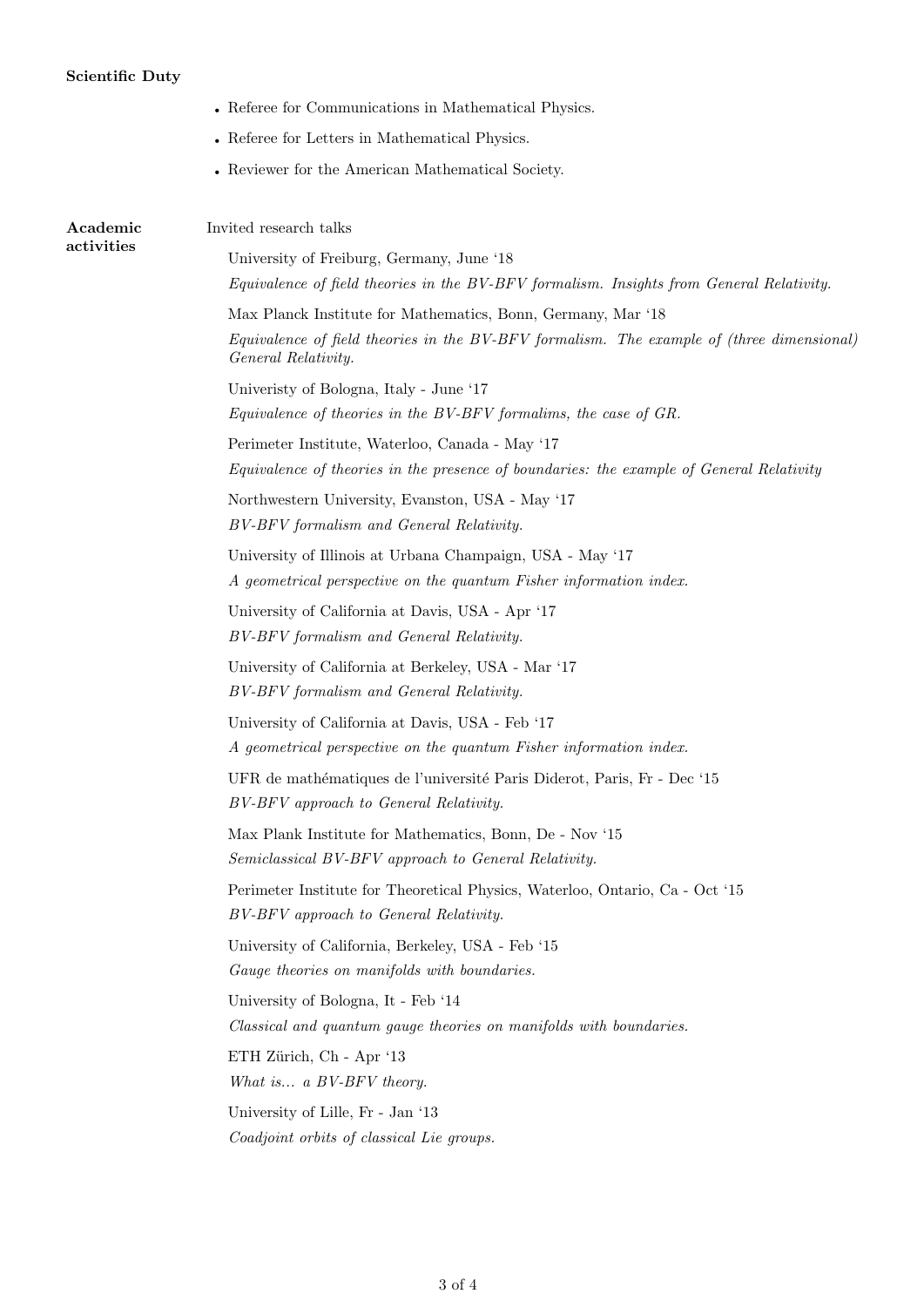**Scientific Duty**

- Referee for Communications in Mathematical Physics.
- Referee for Letters in Mathematical Physics.
- Reviewer for the American Mathematical Society.

**Academic activities**

Invited research talks

University of Freiburg, Germany, June ‘18
*Equivalence of field theories in the BV-BFV formalism. Insights from General Relativity.*

Max Planck Institute for Mathematics, Bonn, Germany, Mar ‘18
*Equivalence of field theories in the BV-BFV formalism. The example of (three dimensional) General Relativity.*

Univeristy of Bologna, Italy - June ‘17
*Equivalence of theories in the BV-BFV formalims, the case of GR.*

Perimeter Institute, Waterloo, Canada - May ‘17
*Equivalence of theories in the presence of boundaries: the example of General Relativity*

Northwestern University, Evanston, USA - May ‘17
*BV-BFV formalism and General Relativity.*

University of Illinois at Urbana Champaign, USA - May ‘17
*A geometrical perspective on the quantum Fisher information index.*

University of California at Davis, USA - Apr ‘17
*BV-BFV formalism and General Relativity.*

University of California at Berkeley, USA - Mar ‘17
*BV-BFV formalism and General Relativity.*

University of California at Davis, USA - Feb ‘17
*A geometrical perspective on the quantum Fisher information index.*

UFR de mathématiques de l’université Paris Diderot, Paris, Fr - Dec ‘15
*BV-BFV approach to General Relativity.*

Max Plank Institute for Mathematics, Bonn, De - Nov ‘15
*Semiclassical BV-BFV approach to General Relativity.*

Perimeter Institute for Theoretical Physics, Waterloo, Ontario, Ca - Oct ‘15
*BV-BFV approach to General Relativity.*

University of California, Berkeley, USA - Feb ‘15
*Gauge theories on manifolds with boundaries.*

University of Bologna, It - Feb ‘14
*Classical and quantum gauge theories on manifolds with boundaries.*

ETH Zürich, Ch - Apr ‘13
*What is... a BV-BFV theory.*

University of Lille, Fr - Jan ‘13
*Coadjoint orbits of classical Lie groups.*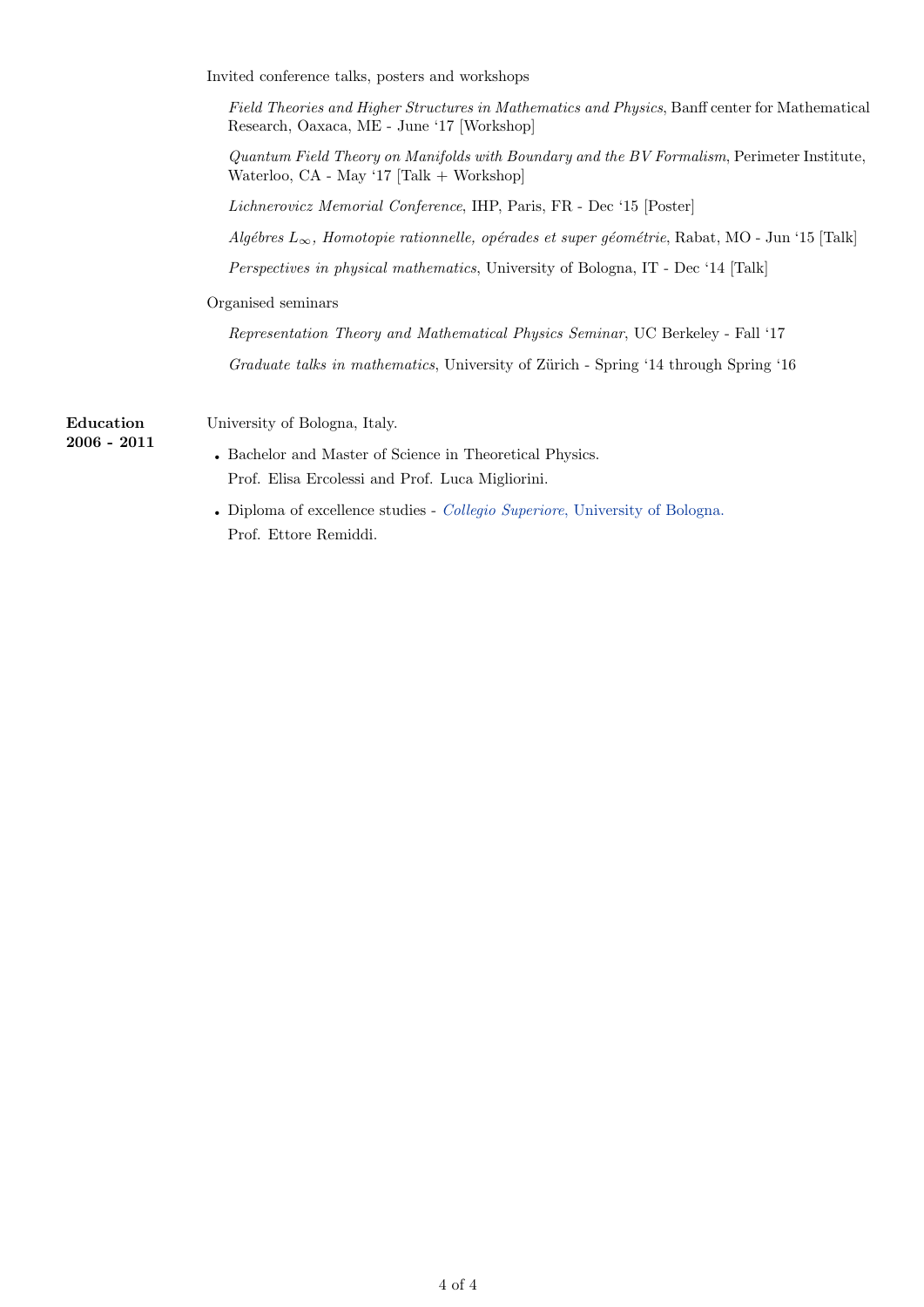Invited conference talks, posters and workshops

*Field Theories and Higher Structures in Mathematics and Physics*, Banff center for Mathematical Research, Oaxaca, ME - June ‘17 [Workshop]

*Quantum Field Theory on Manifolds with Boundary and the BV Formalism*, Perimeter Institute, Waterloo, CA - May ‘17 [Talk + Workshop]

*Lichnerovicz Memorial Conference*, IHP, Paris, FR - Dec ‘15 [Poster]

*Algébres $L_\infty$, Homotopie rationnelle, opérades et super géométrie*, Rabat, MO - Jun ‘15 [Talk]

*Perspectives in physical mathematics*, University of Bologna, IT - Dec ‘14 [Talk]

Organised seminars

*Representation Theory and Mathematical Physics Seminar*, UC Berkeley - Fall ‘17

*Graduate talks in mathematics*, University of Zürich - Spring ‘14 through Spring ‘16

**Education**
**2006 - 2011**

University of Bologna, Italy.

- Bachelor and Master of Science in Theoretical Physics.
  Prof. Elisa Ercolessi and Prof. Luca Migliorini.
- Diploma of excellence studies - *Collegio Superiore*, University of Bologna.
  Prof. Ettore Remiddi.